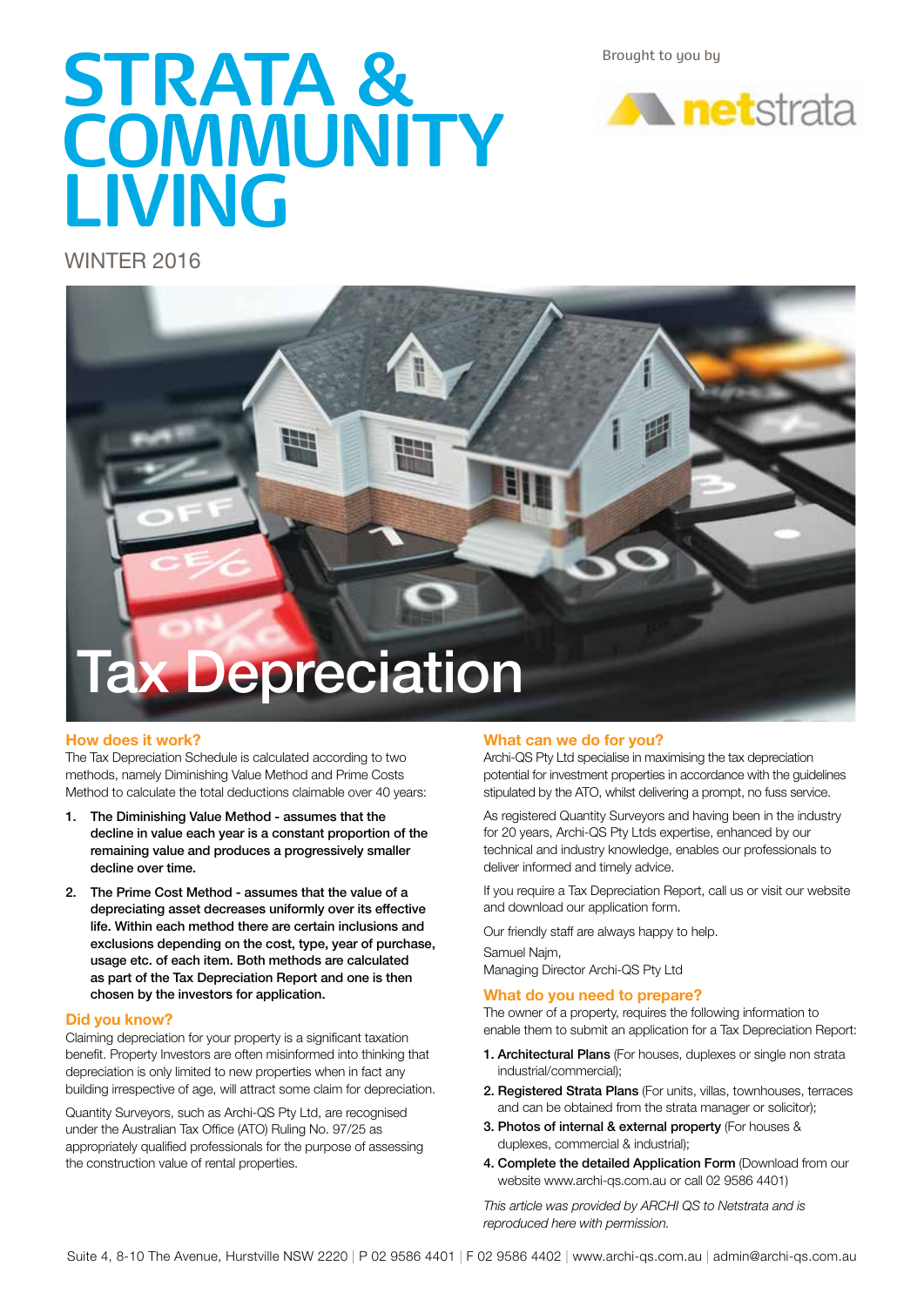# STRATA & COMMUNITY LIVING

Brought to you by netstrata

WINTER 2016

## Tax Depreciation

### How does it work?

The Tax Depreciation Schedule is calculated according to two methods, namely Diminishing Value Method and Prime Costs Method to calculate the total deductions claimable over 40 years:

1. **The Diminishing Value Method - assumes that the decline in value each year is a constant proportion of the remaining value and produces a progressively smaller decline over time.**
2. **The Prime Cost Method - assumes that the value of a depreciating asset decreases uniformly over its effective life. Within each method there are certain inclusions and exclusions depending on the cost, type, year of purchase, usage etc. of each item. Both methods are calculated as part of the Tax Depreciation Report and one is then chosen by the investors for application.**

### Did you know?

Claiming depreciation for your property is a significant taxation benefit. Property Investors are often misinformed into thinking that depreciation is only limited to new properties when in fact any building irrespective of age, will attract some claim for depreciation.

Quantity Surveyors, such as Archi-QS Pty Ltd, are recognised under the Australian Tax Office (ATO) Ruling No. 97/25 as appropriately qualified professionals for the purpose of assessing the construction value of rental properties.

### What can we do for you?

Archi-QS Pty Ltd specialise in maximising the tax depreciation potential for investment properties in accordance with the guidelines stipulated by the ATO, whilst delivering a prompt, no fuss service.

As registered Quantity Surveyors and having been in the industry for 20 years, Archi-QS Pty Ltds expertise, enhanced by our technical and industry knowledge, enables our professionals to deliver informed and timely advice.

If you require a Tax Depreciation Report, call us or visit our website and download our application form.

Our friendly staff are always happy to help.

Samuel Najm,
Managing Director Archi-QS Pty Ltd

### What do you need to prepare?

The owner of a property, requires the following information to enable them to submit an application for a Tax Depreciation Report:

1. **Architectural Plans** (For houses, duplexes or single non strata industrial/commercial);
2. **Registered Strata Plans** (For units, villas, townhouses, terraces and can be obtained from the strata manager or solicitor);
3. **Photos of internal & external property** (For houses & duplexes, commercial & industrial);
4. **Complete the detailed Application Form** (Download from our website www.archi-qs.com.au or call 02 9586 4401)

*This article was provided by ARCHI QS to Netstrata and is reproduced here with permission.*

Suite 4, 8-10 The Avenue, Hurstville NSW 2220 | P 02 9586 4401 | F 02 9586 4402 | www.archi-qs.com.au | admin@archi-qs.com.au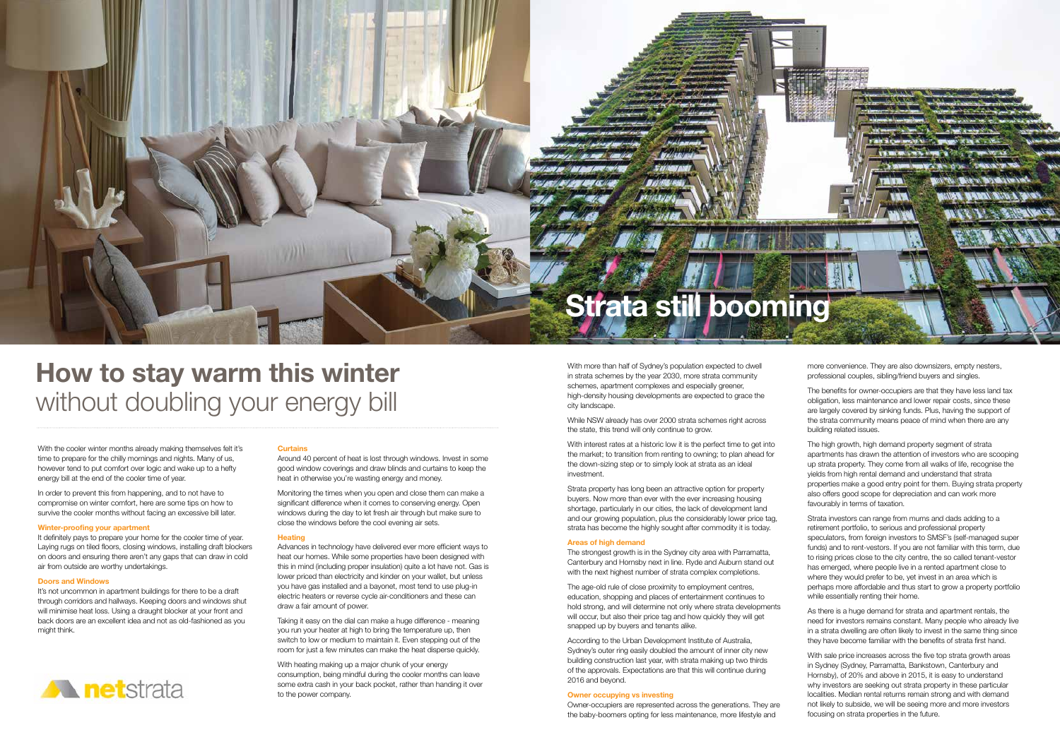# How to stay warm this winter without doubling your energy bill

With the cooler winter months already making themselves felt it's time to prepare for the chilly mornings and nights. Many of us, however tend to put comfort over logic and wake up to a hefty energy bill at the end of the cooler time of year.

In order to prevent this from happening, and to not have to compromise on winter comfort, here are some tips on how to survive the cooler months without facing an excessive bill later.

### Winter-proofing your apartment

It definitely pays to prepare your home for the cooler time of year. Laying rugs on tiled floors, closing windows, installing draft blockers on doors and ensuring there aren't any gaps that can draw in cold air from outside are worthy undertakings.

### Doors and Windows

It's not uncommon in apartment buildings for there to be a draft through corridors and hallways. Keeping doors and windows shut will minimise heat loss. Using a draught blocker at your front and back doors are an excellent idea and not as old-fashioned as you might think.

### Curtains

Around 40 percent of heat is lost through windows. Invest in some good window coverings and draw blinds and curtains to keep the heat in otherwise you're wasting energy and money.

Monitoring the times when you open and close them can make a significant difference when it comes to conserving energy. Open windows during the day to let fresh air through but make sure to close the windows before the cool evening air sets.

### Heating

Advances in technology have delivered ever more efficient ways to heat our homes. While some properties have been designed with this in mind (including proper insulation) quite a lot have not. Gas is lower priced than electricity and kinder on your wallet, but unless you have gas installed and a bayonet, most tend to use plug-in electric heaters or reverse cycle air-conditioners and these can draw a fair amount of power.

Taking it easy on the dial can make a huge difference - meaning you run your heater at high to bring the temperature up, then switch to low or medium to maintain it. Even stepping out of the room for just a few minutes can make the heat disperse quickly.

With heating making up a major chunk of your energy consumption, being mindful during the cooler months can leave some extra cash in your back pocket, rather than handing it over to the power company.

netstrata

# Strata still booming

With more than half of Sydney's population expected to dwell in strata schemes by the year 2030, more strata community schemes, apartment complexes and especially greener, high-density housing developments are expected to grace the city landscape.

While NSW already has over 2000 strata schemes right across the state, this trend will only continue to grow.

With interest rates at a historic low it is the perfect time to get into the market; to transition from renting to owning; to plan ahead for the down-sizing step or to simply look at strata as an ideal investment.

Strata property has long been an attractive option for property buyers. Now more than ever with the ever increasing housing shortage, particularly in our cities, the lack of development land and our growing population, plus the considerably lower price tag, strata has become the highly sought after commodity it is today.

### Areas of high demand

The strongest growth is in the Sydney city area with Parramatta, Canterbury and Hornsby next in line. Ryde and Auburn stand out with the next highest number of strata complex completions.

The age-old rule of close proximity to employment centres, education, shopping and places of entertainment continues to hold strong, and will determine not only where strata developments will occur, but also their price tag and how quickly they will get snapped up by buyers and tenants alike.

According to the Urban Development Institute of Australia, Sydney's outer ring easily doubled the amount of inner city new building construction last year, with strata making up two thirds of the approvals. Expectations are that this will continue during 2016 and beyond.

### Owner occupying vs investing

Owner-occupiers are represented across the generations. They are the baby-boomers opting for less maintenance, more lifestyle and more convenience. They are also downsizers, empty nesters, professional couples, sibling/friend buyers and singles.

The benefits for owner-occupiers are that they have less land tax obligation, less maintenance and lower repair costs, since these are largely covered by sinking funds. Plus, having the support of the strata community means peace of mind when there are any building related issues.

The high growth, high demand property segment of strata apartments has drawn the attention of investors who are scooping up strata property. They come from all walks of life, recognise the yields from high rental demand and understand that strata properties make a good entry point for them. Buying strata property also offers good scope for depreciation and can work more favourably in terms of taxation.

Strata investors can range from mums and dads adding to a retirement portfolio, to serious and professional property speculators, from foreign investors to SMSF's (self-managed super funds) and to rent-vestors. If you are not familiar with this term, due to rising prices close to the city centre, the so called tenant-vestor has emerged, where people live in a rented apartment close to where they would prefer to be, yet invest in an area which is perhaps more affordable and thus start to grow a property portfolio while essentially renting their home.

As there is a huge demand for strata and apartment rentals, the need for investors remains constant. Many people who already live in a strata dwelling are often likely to invest in the same thing since they have become familiar with the benefits of strata first hand.

With sale price increases across the five top strata growth areas in Sydney (Sydney, Parramatta, Bankstown, Canterbury and Hornsby), of 20% and above in 2015, it is easy to understand why investors are seeking out strata property in these particular localities. Median rental returns remain strong and with demand not likely to subside, we will be seeing more and more investors focusing on strata properties in the future.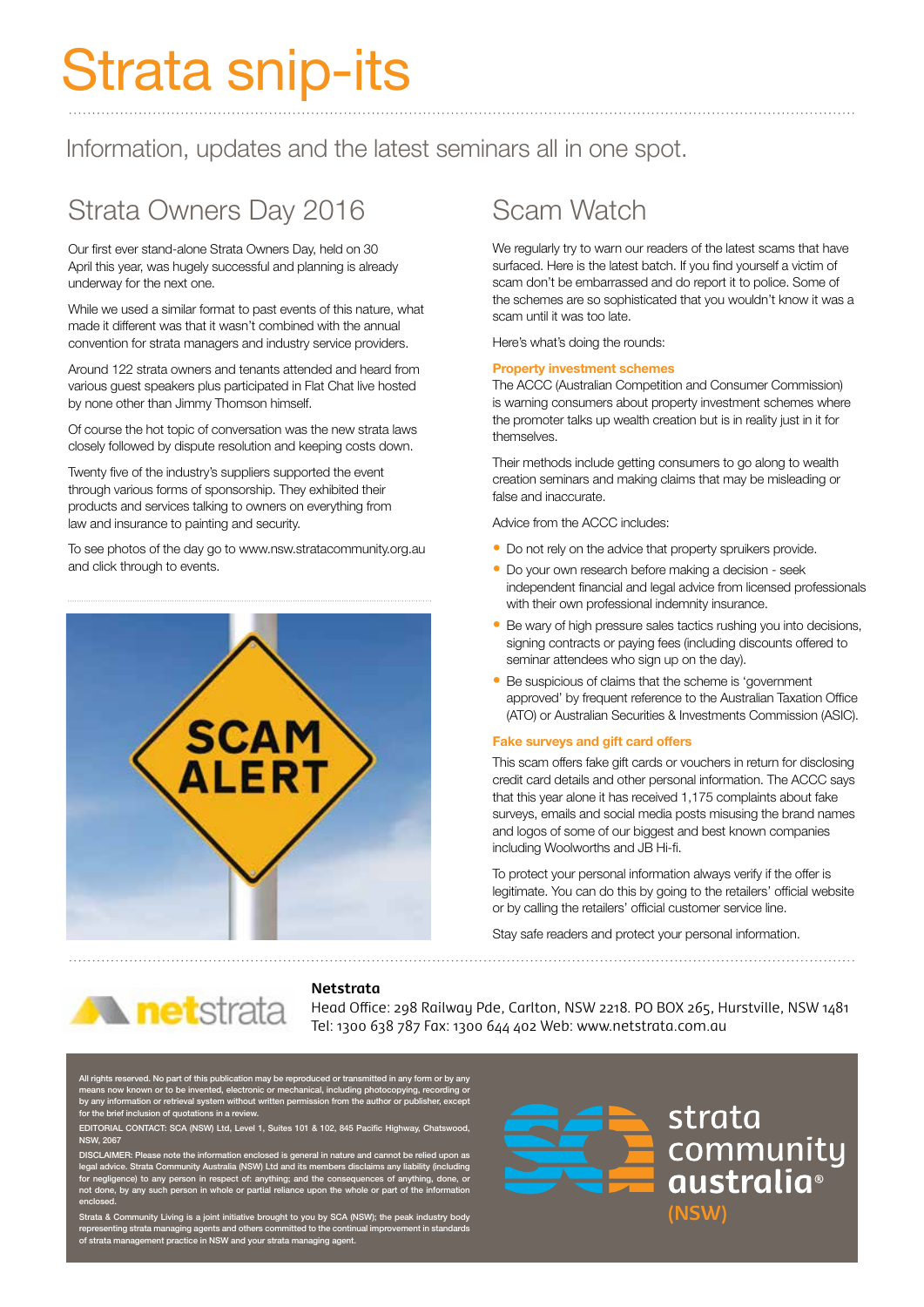# Strata snip-its

Information, updates and the latest seminars all in one spot.

## Strata Owners Day 2016

Our first ever stand-alone Strata Owners Day, held on 30 April this year, was hugely successful and planning is already underway for the next one.

While we used a similar format to past events of this nature, what made it different was that it wasn't combined with the annual convention for strata managers and industry service providers.

Around 122 strata owners and tenants attended and heard from various guest speakers plus participated in Flat Chat live hosted by none other than Jimmy Thomson himself.

Of course the hot topic of conversation was the new strata laws closely followed by dispute resolution and keeping costs down.

Twenty five of the industry's suppliers supported the event through various forms of sponsorship. They exhibited their products and services talking to owners on everything from law and insurance to painting and security.

To see photos of the day go to www.nsw.stratacommunity.org.au and click through to events.

## Scam Watch

We regularly try to warn our readers of the latest scams that have surfaced. Here is the latest batch. If you find yourself a victim of scam don't be embarrassed and do report it to police. Some of the schemes are so sophisticated that you wouldn't know it was a scam until it was too late.

Here's what's doing the rounds:

### Property investment schemes

The ACCC (Australian Competition and Consumer Commission) is warning consumers about property investment schemes where the promoter talks up wealth creation but is in reality just in it for themselves.

Their methods include getting consumers to go along to wealth creation seminars and making claims that may be misleading or false and inaccurate.

Advice from the ACCC includes:

- Do not rely on the advice that property spruikers provide.
- Do your own research before making a decision - seek independent financial and legal advice from licensed professionals with their own professional indemnity insurance.
- Be wary of high pressure sales tactics rushing you into decisions, signing contracts or paying fees (including discounts offered to seminar attendees who sign up on the day).
- Be suspicious of claims that the scheme is 'government approved' by frequent reference to the Australian Taxation Office (ATO) or Australian Securities & Investments Commission (ASIC).

### Fake surveys and gift card offers

This scam offers fake gift cards or vouchers in return for disclosing credit card details and other personal information. The ACCC says that this year alone it has received 1,175 complaints about fake surveys, emails and social media posts misusing the brand names and logos of some of our biggest and best known companies including Woolworths and JB Hi-fi.

To protect your personal information always verify if the offer is legitimate. You can do this by going to the retailers' official website or by calling the retailers' official customer service line.

Stay safe readers and protect your personal information.

**Netstrata**
Head Office: 298 Railway Pde, Carlton, NSW 2218. PO BOX 265, Hurstville, NSW 1481
Tel: 1300 638 787 Fax: 1300 644 402 Web: www.netstrata.com.au

All rights reserved. No part of this publication may be reproduced or transmitted in any form or by any means now known or to be invented, electronic or mechanical, including photocopying, recording or by any information or retrieval system without written permission from the author or publisher, except for the brief inclusion of quotations in a review.

EDITORIAL CONTACT: SCA (NSW) Ltd, Level 1, Suites 101 & 102, 845 Pacific Highway, Chatswood, NSW, 2067

DISCLAIMER: Please note the information enclosed is general in nature and cannot be relied upon as legal advice. Strata Community Australia (NSW) Ltd and its members disclaims any liability (including for negligence) to any person in respect of: anything; and the consequences of anything, done, or not done, by any such person in whole or partial reliance upon the whole or part of the information enclosed.

Strata & Community Living is a joint initiative brought to you by SCA (NSW); the peak industry body representing strata managing agents and others committed to the continual improvement in standards of strata management practice in NSW and your strata managing agent.

strata community australia® (NSW)